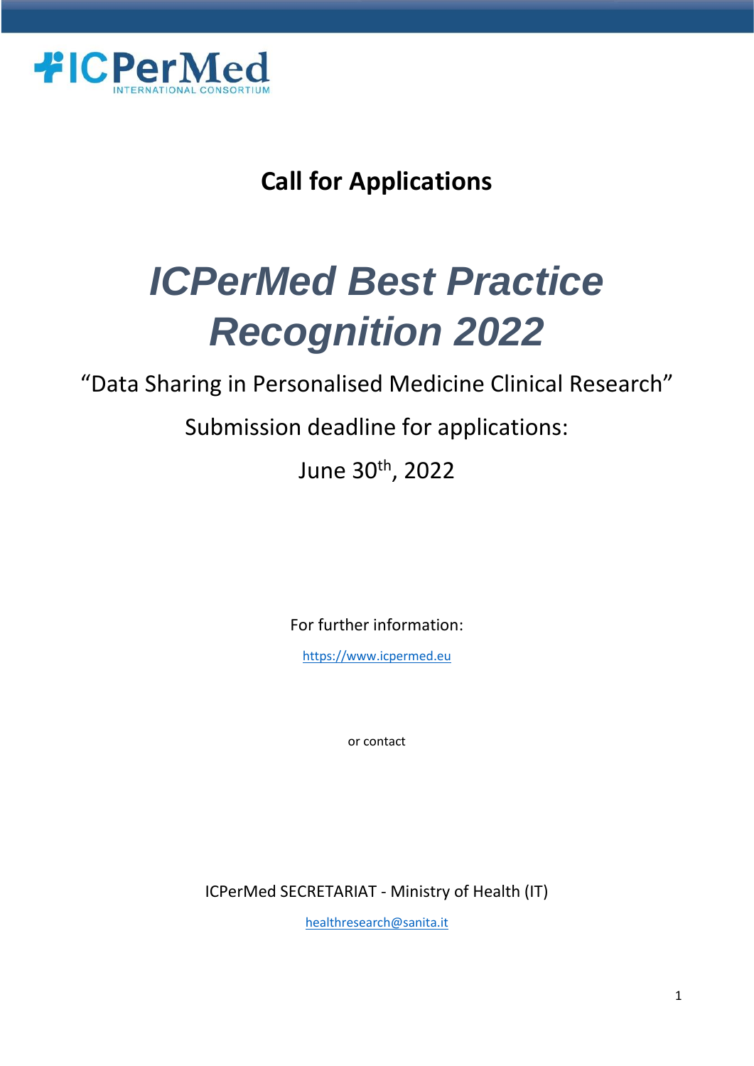ICPerMed INTERNATIONAL CONSORTIUM

## Call for Applications

# *ICPerMed Best Practice Recognition 2022*

"Data Sharing in Personalised Medicine Clinical Research"

Submission deadline for applications:

June 30th, 2022

For further information:

https://www.icpermed.eu

or contact

ICPerMed SECRETARIAT - Ministry of Health (IT)

healthresearch@sanita.it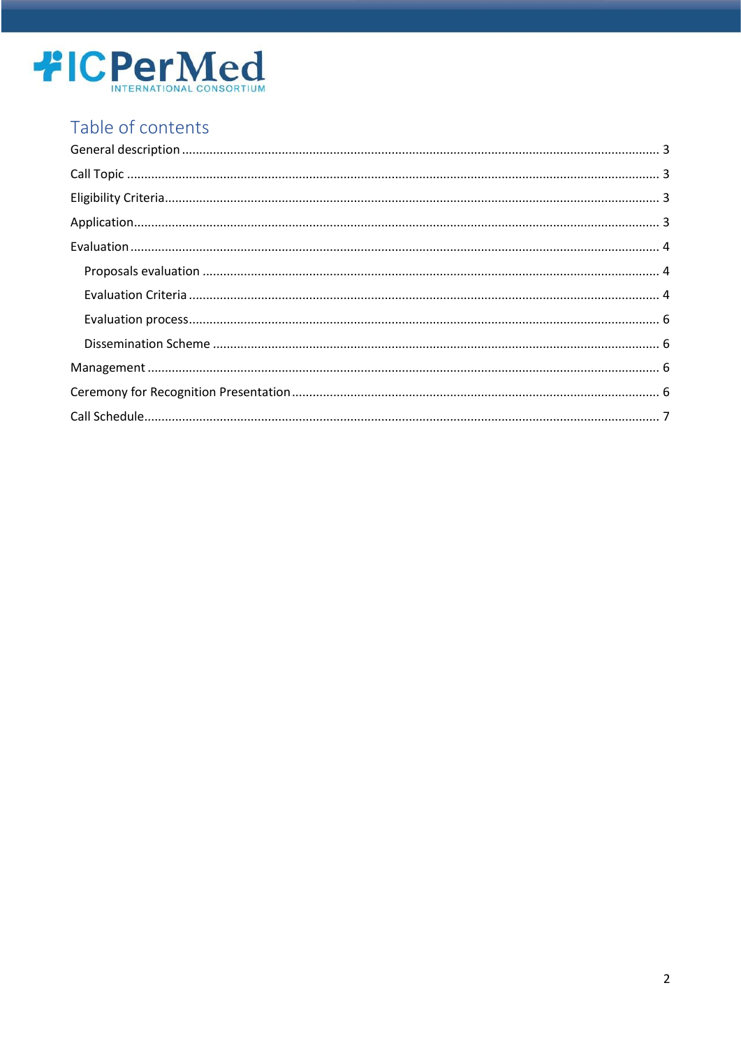# Table of contents

General description ........................................................................................................................ 3

Call Topic ........................................................................................................................................ 3

Eligibility Criteria ............................................................................................................................ 3

Application ...................................................................................................................................... 3

Evaluation ....................................................................................................................................... 4

- Proposals evaluation ................................................................................................................. 4
- Evaluation Criteria ..................................................................................................................... 4
- Evaluation process ..................................................................................................................... 6
- Dissemination Scheme .............................................................................................................. 6

Management ................................................................................................................................... 6

Ceremony for Recognition Presentation ......................................................................................... 6

Call Schedule ................................................................................................................................... 7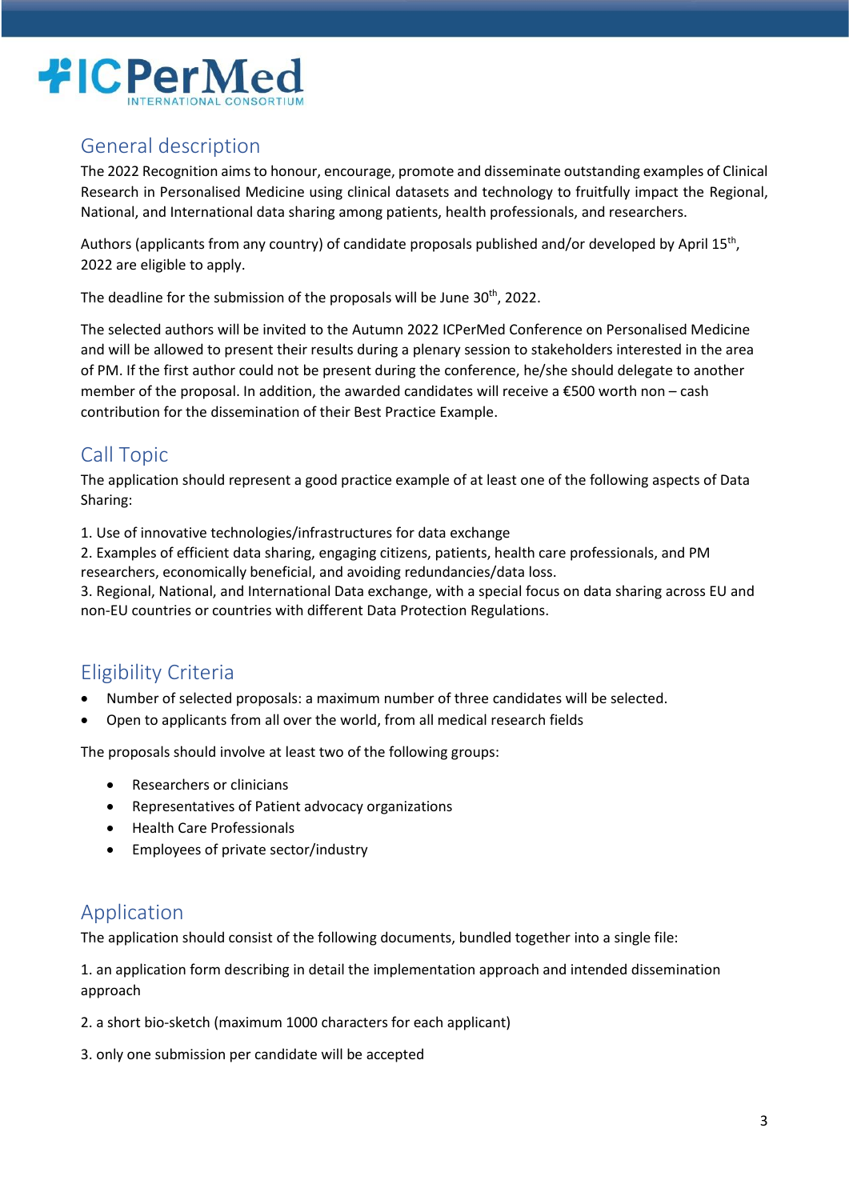## General description

The 2022 Recognition aims to honour, encourage, promote and disseminate outstanding examples of Clinical Research in Personalised Medicine using clinical datasets and technology to fruitfully impact the Regional, National, and International data sharing among patients, health professionals, and researchers.

Authors (applicants from any country) of candidate proposals published and/or developed by April 15th, 2022 are eligible to apply.

The deadline for the submission of the proposals will be June 30th, 2022.

The selected authors will be invited to the Autumn 2022 ICPerMed Conference on Personalised Medicine and will be allowed to present their results during a plenary session to stakeholders interested in the area of PM. If the first author could not be present during the conference, he/she should delegate to another member of the proposal. In addition, the awarded candidates will receive a €500 worth non – cash contribution for the dissemination of their Best Practice Example.

## Call Topic

The application should represent a good practice example of at least one of the following aspects of Data Sharing:

1. Use of innovative technologies/infrastructures for data exchange
2. Examples of efficient data sharing, engaging citizens, patients, health care professionals, and PM researchers, economically beneficial, and avoiding redundancies/data loss.
3. Regional, National, and International Data exchange, with a special focus on data sharing across EU and non-EU countries or countries with different Data Protection Regulations.

## Eligibility Criteria

- Number of selected proposals: a maximum number of three candidates will be selected.
- Open to applicants from all over the world, from all medical research fields

The proposals should involve at least two of the following groups:

- Researchers or clinicians
- Representatives of Patient advocacy organizations
- Health Care Professionals
- Employees of private sector/industry

## Application

The application should consist of the following documents, bundled together into a single file:

1. an application form describing in detail the implementation approach and intended dissemination approach

2. a short bio-sketch (maximum 1000 characters for each applicant)

3. only one submission per candidate will be accepted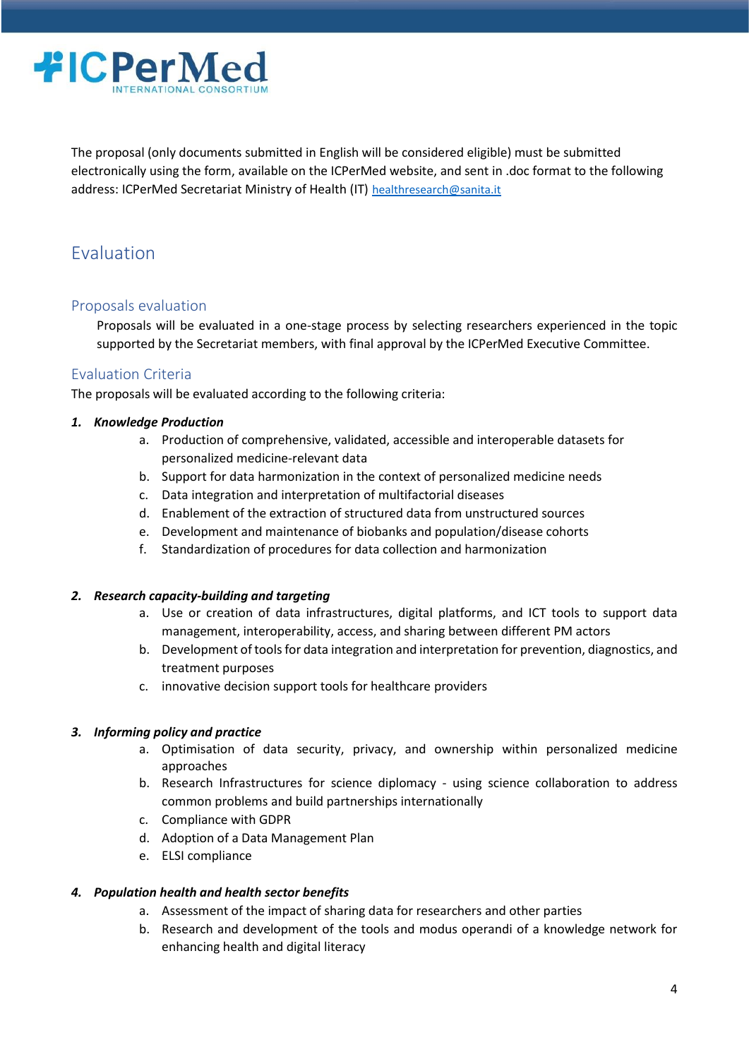The proposal (only documents submitted in English will be considered eligible) must be submitted electronically using the form, available on the ICPerMed website, and sent in .doc format to the following address: ICPerMed Secretariat Ministry of Health (IT) healthresearch@sanita.it

# Evaluation

## Proposals evaluation

Proposals will be evaluated in a one-stage process by selecting researchers experienced in the topic supported by the Secretariat members, with final approval by the ICPerMed Executive Committee.

## Evaluation Criteria

The proposals will be evaluated according to the following criteria:

1. ***Knowledge Production***
   a. Production of comprehensive, validated, accessible and interoperable datasets for personalized medicine-relevant data
   b. Support for data harmonization in the context of personalized medicine needs
   c. Data integration and interpretation of multifactorial diseases
   d. Enablement of the extraction of structured data from unstructured sources
   e. Development and maintenance of biobanks and population/disease cohorts
   f. Standardization of procedures for data collection and harmonization

2. ***Research capacity-building and targeting***
   a. Use or creation of data infrastructures, digital platforms, and ICT tools to support data management, interoperability, access, and sharing between different PM actors
   b. Development of tools for data integration and interpretation for prevention, diagnostics, and treatment purposes
   c. innovative decision support tools for healthcare providers

3. ***Informing policy and practice***
   a. Optimisation of data security, privacy, and ownership within personalized medicine approaches
   b. Research Infrastructures for science diplomacy - using science collaboration to address common problems and build partnerships internationally
   c. Compliance with GDPR
   d. Adoption of a Data Management Plan
   e. ELSI compliance

4. ***Population health and health sector benefits***
   a. Assessment of the impact of sharing data for researchers and other parties
   b. Research and development of the tools and modus operandi of a knowledge network for enhancing health and digital literacy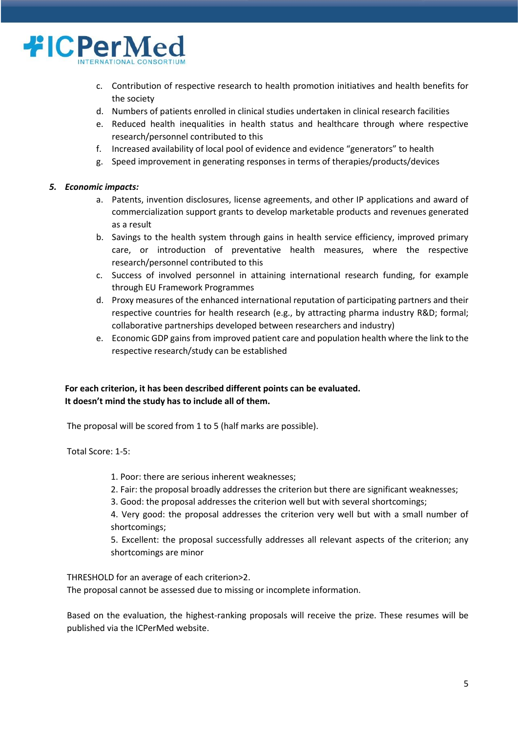c. Contribution of respective research to health promotion initiatives and health benefits for the society
d. Numbers of patients enrolled in clinical studies undertaken in clinical research facilities
e. Reduced health inequalities in health status and healthcare through where respective research/personnel contributed to this
f. Increased availability of local pool of evidence and evidence "generators" to health
g. Speed improvement in generating responses in terms of therapies/products/devices

5. ***Economic impacts:***
   a. Patents, invention disclosures, license agreements, and other IP applications and award of commercialization support grants to develop marketable products and revenues generated as a result
   b. Savings to the health system through gains in health service efficiency, improved primary care, or introduction of preventative health measures, where the respective research/personnel contributed to this
   c. Success of involved personnel in attaining international research funding, for example through EU Framework Programmes
   d. Proxy measures of the enhanced international reputation of participating partners and their respective countries for health research (e.g., by attracting pharma industry R&D; formal; collaborative partnerships developed between researchers and industry)
   e. Economic GDP gains from improved patient care and population health where the link to the respective research/study can be established

**For each criterion, it has been described different points can be evaluated.**
**It doesn't mind the study has to include all of them.**

The proposal will be scored from 1 to 5 (half marks are possible).

Total Score: 1-5:

1. Poor: there are serious inherent weaknesses;
2. Fair: the proposal broadly addresses the criterion but there are significant weaknesses;
3. Good: the proposal addresses the criterion well but with several shortcomings;
4. Very good: the proposal addresses the criterion very well but with a small number of shortcomings;
5. Excellent: the proposal successfully addresses all relevant aspects of the criterion; any shortcomings are minor

THRESHOLD for an average of each criterion>2.
The proposal cannot be assessed due to missing or incomplete information.

Based on the evaluation, the highest-ranking proposals will receive the prize. These resumes will be published via the ICPerMed website.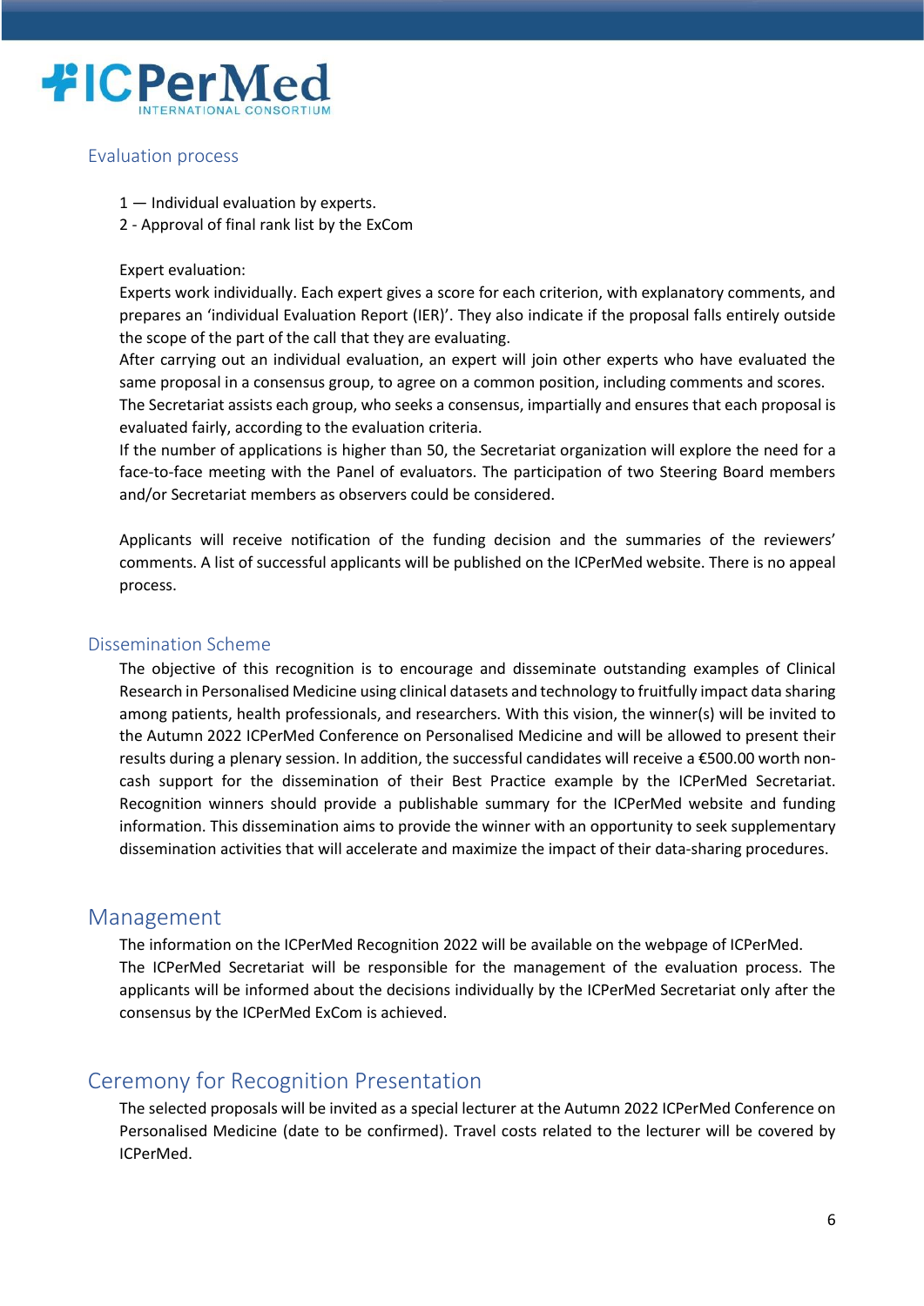## Evaluation process

1 — Individual evaluation by experts.
2 - Approval of final rank list by the ExCom

Expert evaluation:
Experts work individually. Each expert gives a score for each criterion, with explanatory comments, and prepares an 'individual Evaluation Report (IER)'. They also indicate if the proposal falls entirely outside the scope of the part of the call that they are evaluating.
After carrying out an individual evaluation, an expert will join other experts who have evaluated the same proposal in a consensus group, to agree on a common position, including comments and scores.
The Secretariat assists each group, who seeks a consensus, impartially and ensures that each proposal is evaluated fairly, according to the evaluation criteria.
If the number of applications is higher than 50, the Secretariat organization will explore the need for a face-to-face meeting with the Panel of evaluators. The participation of two Steering Board members and/or Secretariat members as observers could be considered.

Applicants will receive notification of the funding decision and the summaries of the reviewers' comments. A list of successful applicants will be published on the ICPerMed website. There is no appeal process.

## Dissemination Scheme

The objective of this recognition is to encourage and disseminate outstanding examples of Clinical Research in Personalised Medicine using clinical datasets and technology to fruitfully impact data sharing among patients, health professionals, and researchers. With this vision, the winner(s) will be invited to the Autumn 2022 ICPerMed Conference on Personalised Medicine and will be allowed to present their results during a plenary session. In addition, the successful candidates will receive a €500.00 worth non-cash support for the dissemination of their Best Practice example by the ICPerMed Secretariat. Recognition winners should provide a publishable summary for the ICPerMed website and funding information. This dissemination aims to provide the winner with an opportunity to seek supplementary dissemination activities that will accelerate and maximize the impact of their data-sharing procedures.

# Management

The information on the ICPerMed Recognition 2022 will be available on the webpage of ICPerMed.
The ICPerMed Secretariat will be responsible for the management of the evaluation process. The applicants will be informed about the decisions individually by the ICPerMed Secretariat only after the consensus by the ICPerMed ExCom is achieved.

# Ceremony for Recognition Presentation

The selected proposals will be invited as a special lecturer at the Autumn 2022 ICPerMed Conference on Personalised Medicine (date to be confirmed). Travel costs related to the lecturer will be covered by ICPerMed.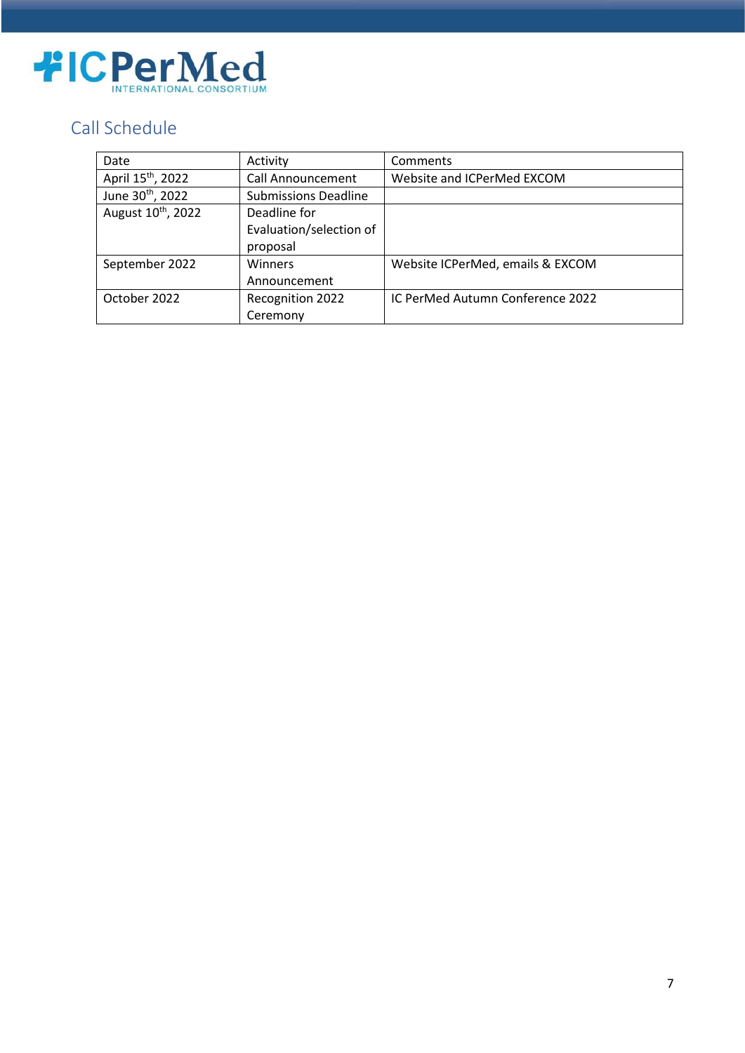## Call Schedule

| Date | Activity | Comments |
|---|---|---|
| April 15th, 2022 | Call Announcement | Website and ICPerMed EXCOM |
| June 30th, 2022 | Submissions Deadline | |
| August 10th, 2022 | Deadline for Evaluation/selection of proposal | |
| September 2022 | Winners Announcement | Website ICPerMed, emails & EXCOM |
| October 2022 | Recognition 2022 Ceremony | IC PerMed Autumn Conference 2022 |